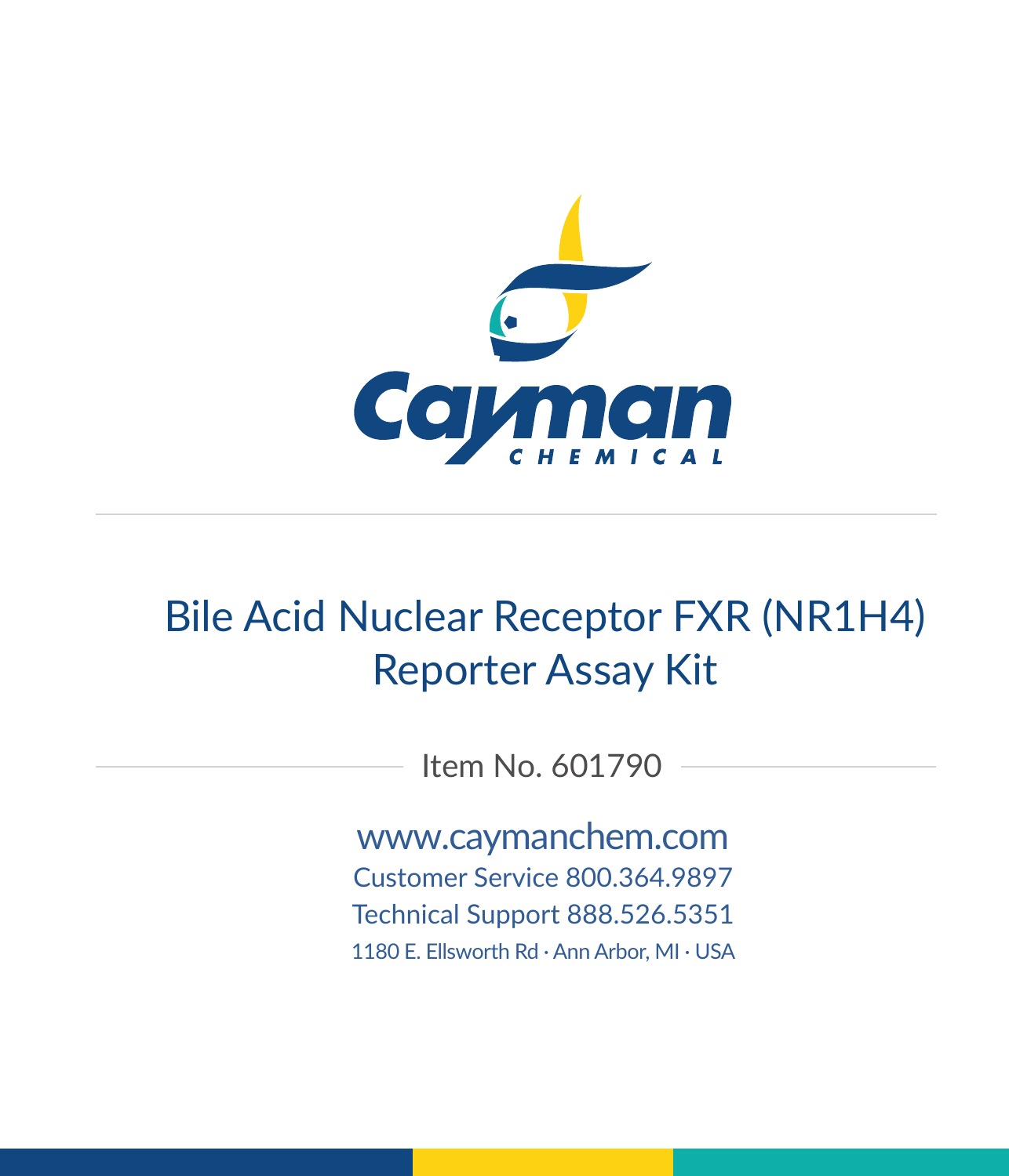Cayman CHEMICAL

# Bile Acid Nuclear Receptor FXR (NR1H4) Reporter Assay Kit

Item No. 601790

www.caymanchem.com

Customer Service 800.364.9897

Technical Support 888.526.5351

1180 E. Ellsworth Rd · Ann Arbor, MI · USA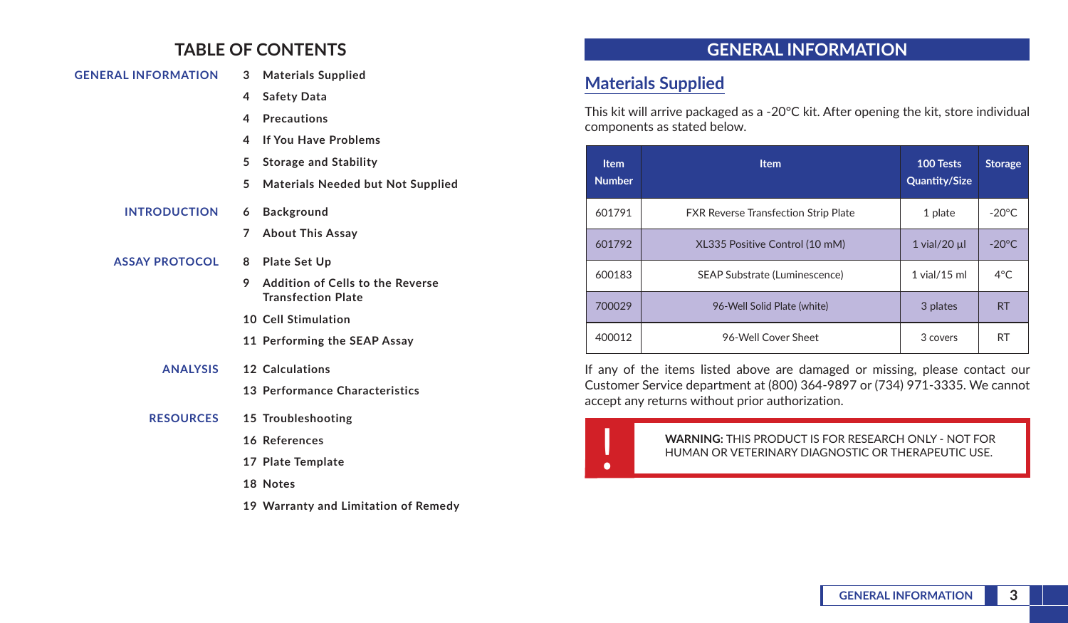# TABLE OF CONTENTS

**GENERAL INFORMATION**
- 3 Materials Supplied
- 4 Safety Data
- 4 Precautions
- 4 If You Have Problems
- 5 Storage and Stability
- 5 Materials Needed but Not Supplied

**INTRODUCTION**
- 6 Background
- 7 About This Assay

**ASSAY PROTOCOL**
- 8 Plate Set Up
- 9 Addition of Cells to the Reverse Transfection Plate
- 10 Cell Stimulation
- 11 Performing the SEAP Assay

**ANALYSIS**
- 12 Calculations
- 13 Performance Characteristics

**RESOURCES**
- 15 Troubleshooting
- 16 References
- 17 Plate Template
- 18 Notes
- 19 Warranty and Limitation of Remedy

# GENERAL INFORMATION

## Materials Supplied

This kit will arrive packaged as a -20°C kit. After opening the kit, store individual components as stated below.

| Item Number | Item | 100 Tests Quantity/Size | Storage |
|---|---|---|---|
| 601791 | FXR Reverse Transfection Strip Plate | 1 plate | -20°C |
| 601792 | XL335 Positive Control (10 mM) | 1 vial/20 µl | -20°C |
| 600183 | SEAP Substrate (Luminescence) | 1 vial/15 ml | 4°C |
| 700029 | 96-Well Solid Plate (white) | 3 plates | RT |
| 400012 | 96-Well Cover Sheet | 3 covers | RT |

If any of the items listed above are damaged or missing, please contact our Customer Service department at (800) 364-9897 or (734) 971-3335. We cannot accept any returns without prior authorization.

**WARNING:** THIS PRODUCT IS FOR RESEARCH ONLY - NOT FOR HUMAN OR VETERINARY DIAGNOSTIC OR THERAPEUTIC USE.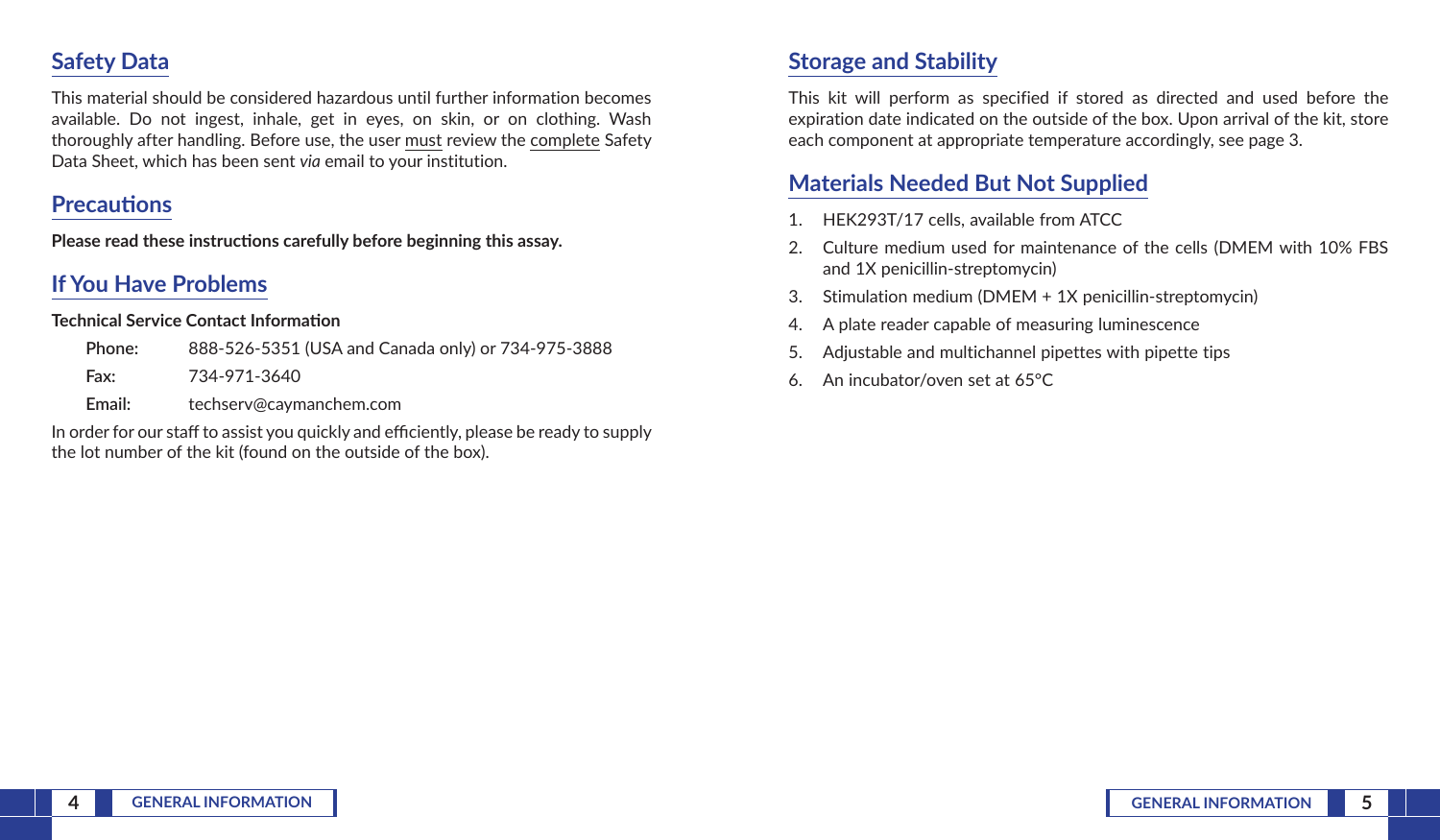## Safety Data

This material should be considered hazardous until further information becomes available. Do not ingest, inhale, get in eyes, on skin, or on clothing. Wash thoroughly after handling. Before use, the user must review the complete Safety Data Sheet, which has been sent *via* email to your institution.

## Precautions

**Please read these instructions carefully before beginning this assay.**

## If You Have Problems

**Technical Service Contact Information**

**Phone:** 888-526-5351 (USA and Canada only) or 734-975-3888

**Fax:** 734-971-3640

**Email:** techserv@caymanchem.com

In order for our staff to assist you quickly and efficiently, please be ready to supply the lot number of the kit (found on the outside of the box).

## Storage and Stability

This kit will perform as specified if stored as directed and used before the expiration date indicated on the outside of the box. Upon arrival of the kit, store each component at appropriate temperature accordingly, see page 3.

## Materials Needed But Not Supplied

1. HEK293T/17 cells, available from ATCC
2. Culture medium used for maintenance of the cells (DMEM with 10% FBS and 1X penicillin-streptomycin)
3. Stimulation medium (DMEM + 1X penicillin-streptomycin)
4. A plate reader capable of measuring luminescence
5. Adjustable and multichannel pipettes with pipette tips
6. An incubator/oven set at 65°C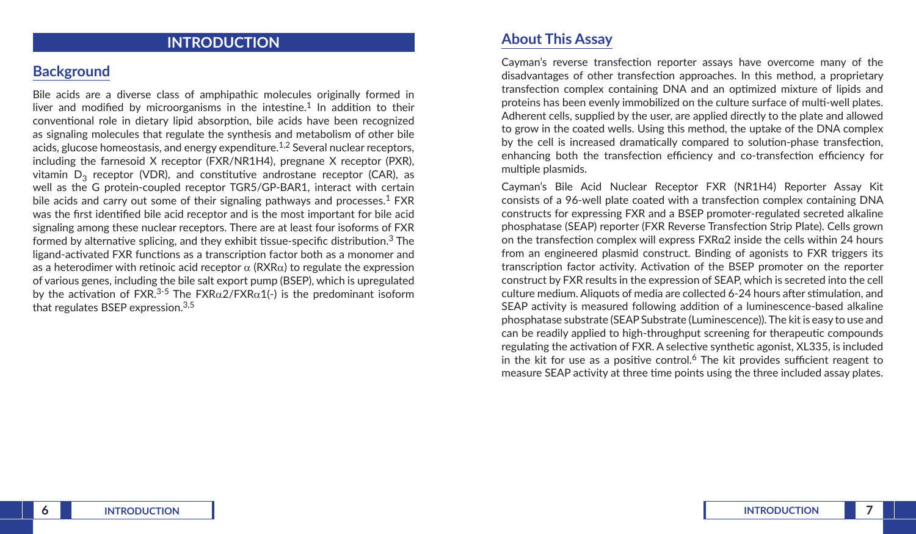# INTRODUCTION

## Background

Bile acids are a diverse class of amphipathic molecules originally formed in liver and modified by microorganisms in the intestine.[1] In addition to their conventional role in dietary lipid absorption, bile acids have been recognized as signaling molecules that regulate the synthesis and metabolism of other bile acids, glucose homeostasis, and energy expenditure.[1,2] Several nuclear receptors, including the farnesoid X receptor (FXR/NR1H4), pregnane X receptor (PXR), vitamin $D_3$ receptor (VDR), and constitutive androstane receptor (CAR), as well as the G protein-coupled receptor TGR5/GP-BAR1, interact with certain bile acids and carry out some of their signaling pathways and processes.[1] FXR was the first identified bile acid receptor and is the most important for bile acid signaling among these nuclear receptors. There are at least four isoforms of FXR formed by alternative splicing, and they exhibit tissue-specific distribution.[3] The ligand-activated FXR functions as a transcription factor both as a monomer and as a heterodimer with retinoic acid receptor α (RXRα) to regulate the expression of various genes, including the bile salt export pump (BSEP), which is upregulated by the activation of FXR.[3-5] The FXRα2/FXRα1(-) is the predominant isoform that regulates BSEP expression.[3,5]

## About This Assay

Cayman's reverse transfection reporter assays have overcome many of the disadvantages of other transfection approaches. In this method, a proprietary transfection complex containing DNA and an optimized mixture of lipids and proteins has been evenly immobilized on the culture surface of multi-well plates. Adherent cells, supplied by the user, are applied directly to the plate and allowed to grow in the coated wells. Using this method, the uptake of the DNA complex by the cell is increased dramatically compared to solution-phase transfection, enhancing both the transfection efficiency and co-transfection efficiency for multiple plasmids.

Cayman's Bile Acid Nuclear Receptor FXR (NR1H4) Reporter Assay Kit consists of a 96-well plate coated with a transfection complex containing DNA constructs for expressing FXR and a BSEP promoter-regulated secreted alkaline phosphatase (SEAP) reporter (FXR Reverse Transfection Strip Plate). Cells grown on the transfection complex will express FXRα2 inside the cells within 24 hours from an engineered plasmid construct. Binding of agonists to FXR triggers its transcription factor activity. Activation of the BSEP promoter on the reporter construct by FXR results in the expression of SEAP, which is secreted into the cell culture medium. Aliquots of media are collected 6-24 hours after stimulation, and SEAP activity is measured following addition of a luminescence-based alkaline phosphatase substrate (SEAP Substrate (Luminescence)). The kit is easy to use and can be readily applied to high-throughput screening for therapeutic compounds regulating the activation of FXR. A selective synthetic agonist, XL335, is included in the kit for use as a positive control.[6] The kit provides sufficient reagent to measure SEAP activity at three time points using the three included assay plates.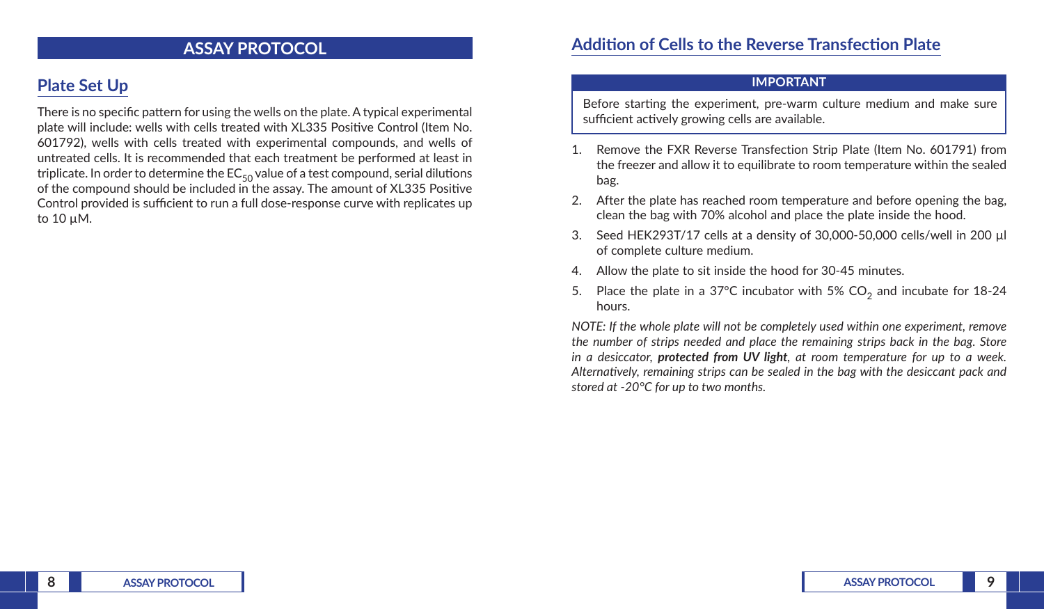# ASSAY PROTOCOL

## Plate Set Up

There is no specific pattern for using the wells on the plate. A typical experimental plate will include: wells with cells treated with XL335 Positive Control (Item No. 601792), wells with cells treated with experimental compounds, and wells of untreated cells. It is recommended that each treatment be performed at least in triplicate. In order to determine the $EC_{50}$ value of a test compound, serial dilutions of the compound should be included in the assay. The amount of XL335 Positive Control provided is sufficient to run a full dose-response curve with replicates up to 10 µM.

## Addition of Cells to the Reverse Transfection Plate

**IMPORTANT**

Before starting the experiment, pre-warm culture medium and make sure sufficient actively growing cells are available.

1. Remove the FXR Reverse Transfection Strip Plate (Item No. 601791) from the freezer and allow it to equilibrate to room temperature within the sealed bag.
2. After the plate has reached room temperature and before opening the bag, clean the bag with 70% alcohol and place the plate inside the hood.
3. Seed HEK293T/17 cells at a density of 30,000-50,000 cells/well in 200 µl of complete culture medium.
4. Allow the plate to sit inside the hood for 30-45 minutes.
5. Place the plate in a 37°C incubator with 5% $CO_2$ and incubate for 18-24 hours.

*NOTE: If the whole plate will not be completely used within one experiment, remove the number of strips needed and place the remaining strips back in the bag. Store in a desiccator, **protected from UV light**, at room temperature for up to a week. Alternatively, remaining strips can be sealed in the bag with the desiccant pack and stored at -20°C for up to two months.*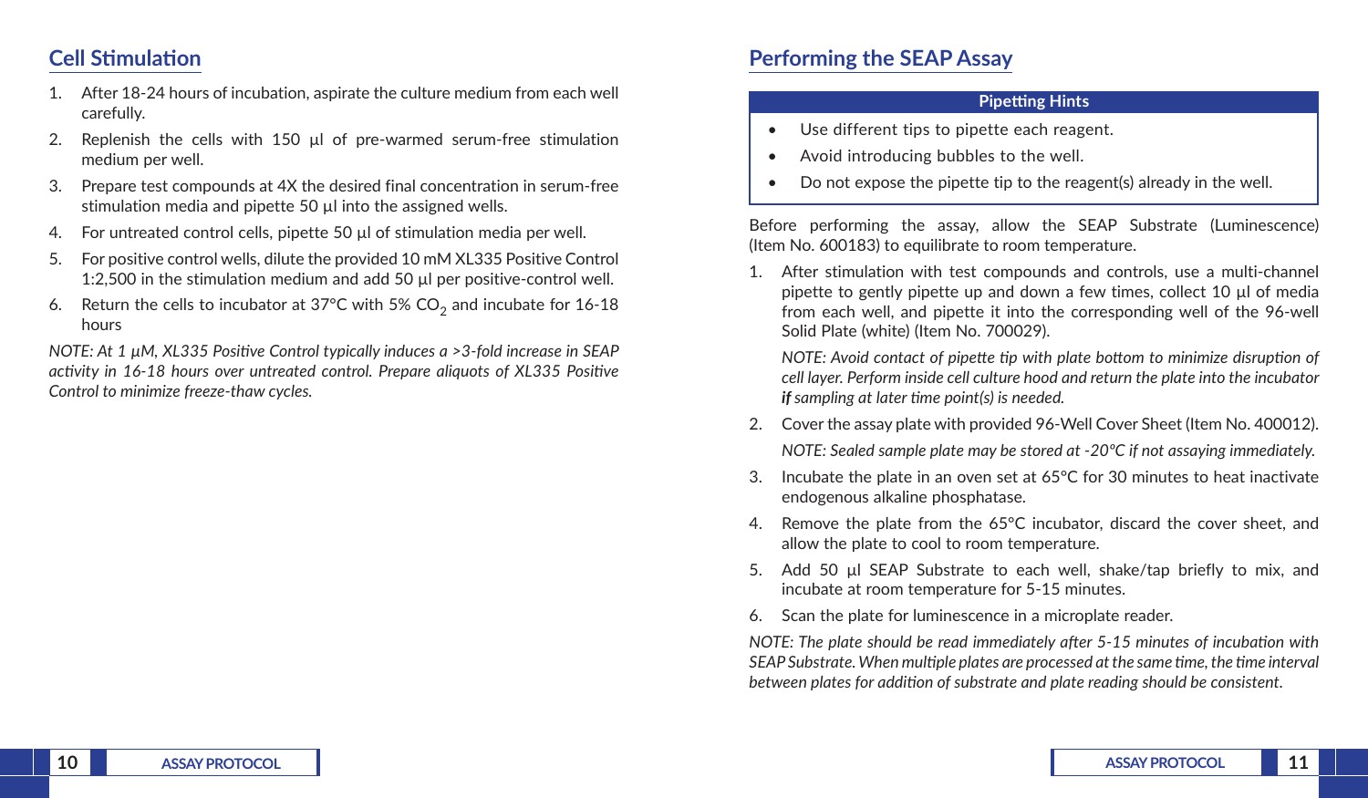## Cell Stimulation

1. After 18-24 hours of incubation, aspirate the culture medium from each well carefully.
2. Replenish the cells with 150 µl of pre-warmed serum-free stimulation medium per well.
3. Prepare test compounds at 4X the desired final concentration in serum-free stimulation media and pipette 50 µl into the assigned wells.
4. For untreated control cells, pipette 50 µl of stimulation media per well.
5. For positive control wells, dilute the provided 10 mM XL335 Positive Control 1:2,500 in the stimulation medium and add 50 µl per positive-control well.
6. Return the cells to incubator at 37°C with 5% $CO_2$ and incubate for 16-18 hours

*NOTE: At 1 µM, XL335 Positive Control typically induces a >3-fold increase in SEAP activity in 16-18 hours over untreated control. Prepare aliquots of XL335 Positive Control to minimize freeze-thaw cycles.*

## Performing the SEAP Assay

| Pipetting Hints |
|---|
| • Use different tips to pipette each reagent.<br>• Avoid introducing bubbles to the well.<br>• Do not expose the pipette tip to the reagent(s) already in the well. |

Before performing the assay, allow the SEAP Substrate (Luminescence) (Item No. 600183) to equilibrate to room temperature.

1. After stimulation with test compounds and controls, use a multi-channel pipette to gently pipette up and down a few times, collect 10 µl of media from each well, and pipette it into the corresponding well of the 96-well Solid Plate (white) (Item No. 700029).

   *NOTE: Avoid contact of pipette tip with plate bottom to minimize disruption of cell layer. Perform inside cell culture hood and return the plate into the incubator **if** sampling at later time point(s) is needed.*

2. Cover the assay plate with provided 96-Well Cover Sheet (Item No. 400012).

   *NOTE: Sealed sample plate may be stored at -20°C if not assaying immediately.*

3. Incubate the plate in an oven set at 65°C for 30 minutes to heat inactivate endogenous alkaline phosphatase.
4. Remove the plate from the 65°C incubator, discard the cover sheet, and allow the plate to cool to room temperature.
5. Add 50 µl SEAP Substrate to each well, shake/tap briefly to mix, and incubate at room temperature for 5-15 minutes.
6. Scan the plate for luminescence in a microplate reader.

*NOTE: The plate should be read immediately after 5-15 minutes of incubation with SEAP Substrate. When multiple plates are processed at the same time, the time interval between plates for addition of substrate and plate reading should be consistent.*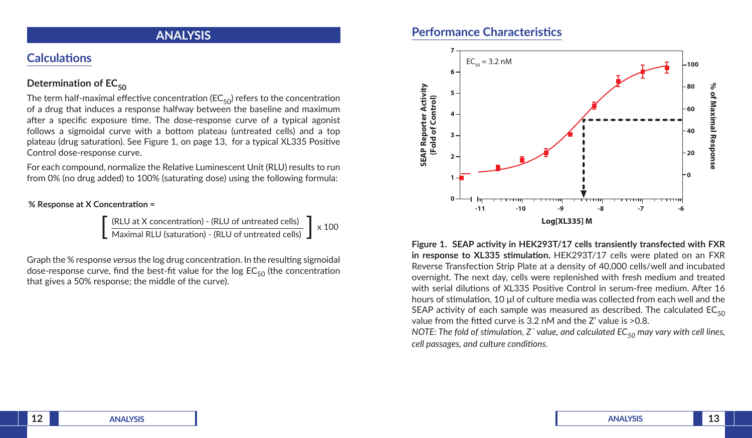# ANALYSIS

## Calculations

### Determination of $EC_{50}$

The term half-maximal effective concentration ($EC_{50}$) refers to the concentration of a drug that induces a response halfway between the baseline and maximum after a specific exposure time. The dose-response curve of a typical agonist follows a sigmoidal curve with a bottom plateau (untreated cells) and a top plateau (drug saturation). See Figure 1, on page 13, for a typical XL335 Positive Control dose-response curve.

For each compound, normalize the Relative Luminescent Unit (RLU) results to run from 0% (no drug added) to 100% (saturating dose) using the following formula:

**% Response at X Concentration =**

$$\left[ \frac{\text{(RLU at X concentration) - (RLU of untreated cells)}}{\text{Maximal RLU (saturation) - (RLU of untreated cells)}} \right] \times 100$$

Graph the % response *versus* the log drug concentration. In the resulting sigmoidal dose-response curve, find the best-fit value for the log $EC_{50}$ (the concentration that gives a 50% response; the middle of the curve).

## Performance Characteristics

**Figure 1. SEAP activity in HEK293T/17 cells transiently transfected with FXR in response to XL335 stimulation.** HEK293T/17 cells were plated on an FXR Reverse Transfection Strip Plate at a density of 40,000 cells/well and incubated overnight. The next day, cells were replenished with fresh medium and treated with serial dilutions of XL335 Positive Control in serum-free medium. After 16 hours of stimulation, 10 µl of culture media was collected from each well and the SEAP activity of each sample was measured as described. The calculated $EC_{50}$ value from the fitted curve is 3.2 nM and the Z' value is >0.8.

*NOTE: The fold of stimulation, Z´ value, and calculated $EC_{50}$ may vary with cell lines, cell passages, and culture conditions.*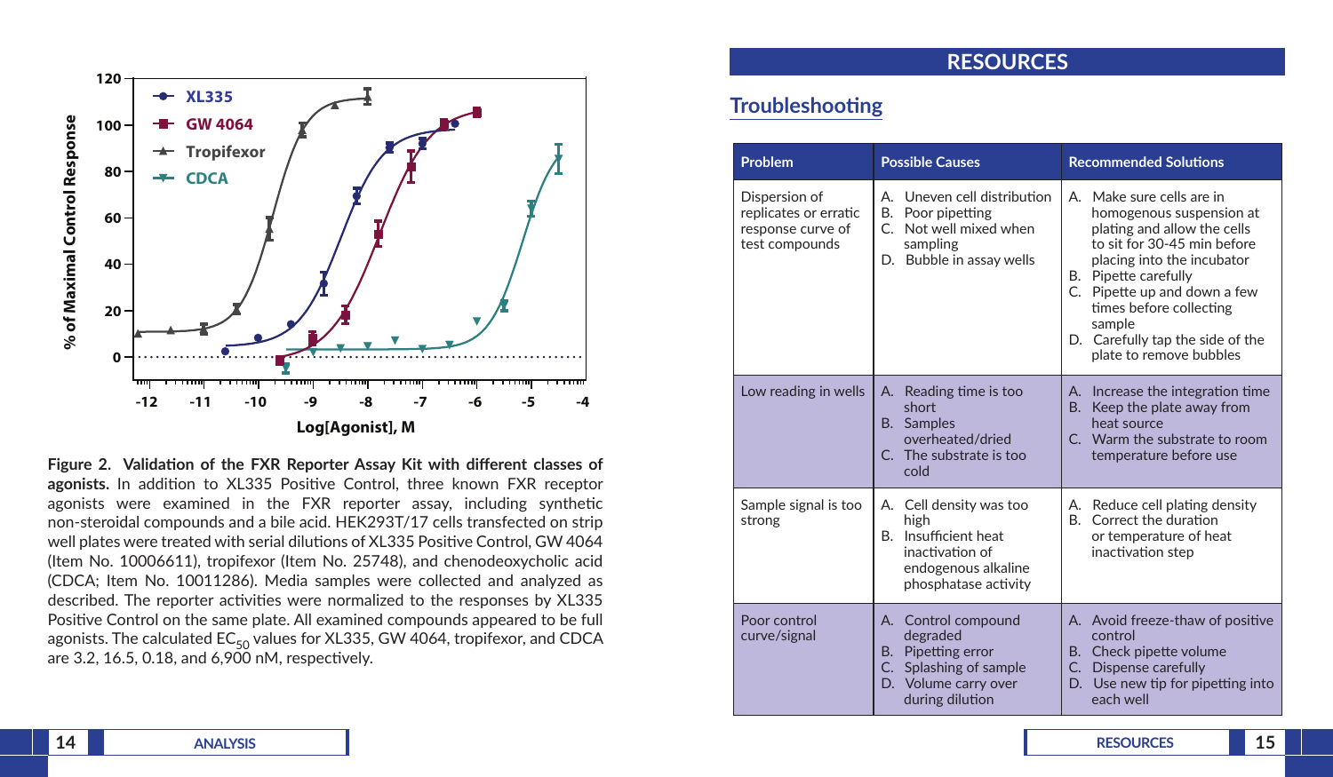Figure 2. Validation of the FXR Reporter Assay Kit with different classes of agonists. In addition to XL335 Positive Control, three known FXR receptor agonists were examined in the FXR reporter assay, including synthetic non-steroidal compounds and a bile acid. HEK293T/17 cells transfected on strip well plates were treated with serial dilutions of XL335 Positive Control, GW 4064 (Item No. 10006611), tropifexor (Item No. 25748), and chenodeoxycholic acid (CDCA; Item No. 10011286). Media samples were collected and analyzed as described. The reporter activities were normalized to the responses by XL335 Positive Control on the same plate. All examined compounds appeared to be full agonists. The calculated $EC_{50}$ values for XL335, GW 4064, tropifexor, and CDCA are 3.2, 16.5, 0.18, and 6,900 nM, respectively.

# RESOURCES

## Troubleshooting

| Problem | Possible Causes | Recommended Solutions |
|---|---|---|
| Dispersion of replicates or erratic response curve of test compounds | A. Uneven cell distribution<br>B. Poor pipetting<br>C. Not well mixed when sampling<br>D. Bubble in assay wells | A. Make sure cells are in homogenous suspension at plating and allow the cells to sit for 30-45 min before placing into the incubator<br>B. Pipette carefully<br>C. Pipette up and down a few times before collecting sample<br>D. Carefully tap the side of the plate to remove bubbles |
| Low reading in wells | A. Reading time is too short<br>B. Samples overheated/dried<br>C. The substrate is too cold | A. Increase the integration time<br>B. Keep the plate away from heat source<br>C. Warm the substrate to room temperature before use |
| Sample signal is too strong | A. Cell density was too high<br>B. Insufficient heat inactivation of endogenous alkaline phosphatase activity | A. Reduce cell plating density<br>B. Correct the duration or temperature of heat inactivation step |
| Poor control curve/signal | A. Control compound degraded<br>B. Pipetting error<br>C. Splashing of sample<br>D. Volume carry over during dilution | A. Avoid freeze-thaw of positive control<br>B. Check pipette volume<br>C. Dispense carefully<br>D. Use new tip for pipetting into each well |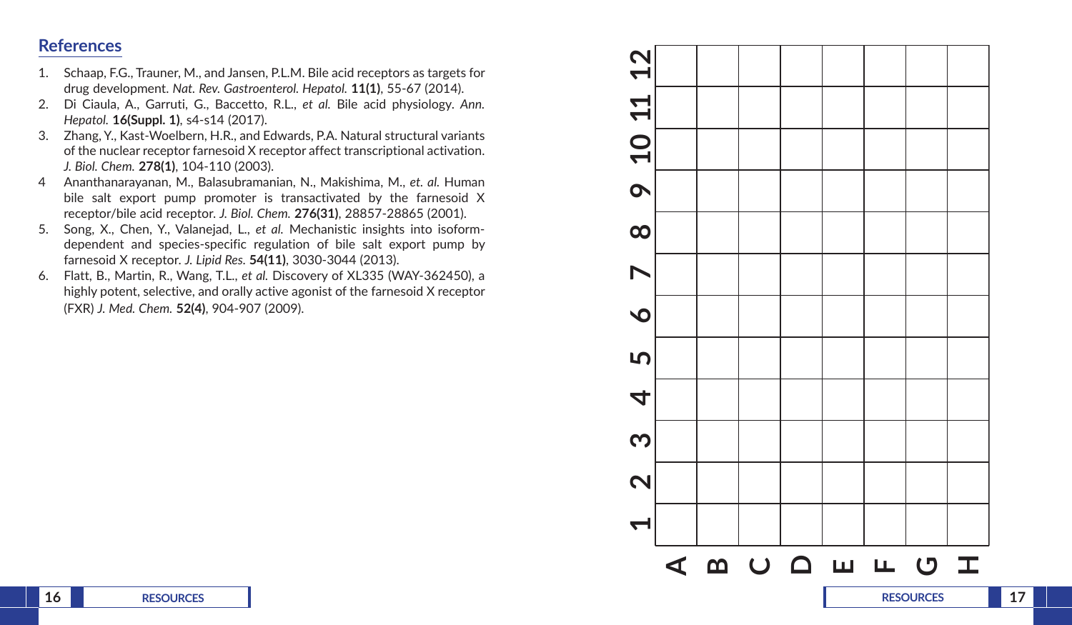## References

1. Schaap, F.G., Trauner, M., and Jansen, P.L.M. Bile acid receptors as targets for drug development. *Nat. Rev. Gastroenterol. Hepatol.* **11(1)**, 55-67 (2014).
2. Di Ciaula, A., Garruti, G., Baccetto, R.L., *et al.* Bile acid physiology. *Ann. Hepatol.* **16(Suppl. 1)**, s4-s14 (2017).
3. Zhang, Y., Kast-Woelbern, H.R., and Edwards, P.A. Natural structural variants of the nuclear receptor farnesoid X receptor affect transcriptional activation. *J. Biol. Chem.* **278(1)**, 104-110 (2003).
4. Ananthanarayanan, M., Balasubramanian, N., Makishima, M., *et. al.* Human bile salt export pump promoter is transactivated by the farnesoid X receptor/bile acid receptor. *J. Biol. Chem.* **276(31)**, 28857-28865 (2001).
5. Song, X., Chen, Y., Valanejad, L., *et al.* Mechanistic insights into isoform-dependent and species-specific regulation of bile salt export pump by farnesoid X receptor. *J. Lipid Res.* **54(11)**, 3030-3044 (2013).
6. Flatt, B., Martin, R., Wang, T.L., *et al.* Discovery of XL335 (WAY-362450), a highly potent, selective, and orally active agonist of the farnesoid X receptor (FXR) *J. Med. Chem.* **52(4)**, 904-907 (2009).

| | A | B | C | D | E | F | G | H |
|---|---|---|---|---|---|---|---|---|
| 12 | | | | | | | | |
| 11 | | | | | | | | |
| 10 | | | | | | | | |
| 9 | | | | | | | | |
| 8 | | | | | | | | |
| 7 | | | | | | | | |
| 6 | | | | | | | | |
| 5 | | | | | | | | |
| 4 | | | | | | | | |
| 3 | | | | | | | | |
| 2 | | | | | | | | |
| 1 | | | | | | | | |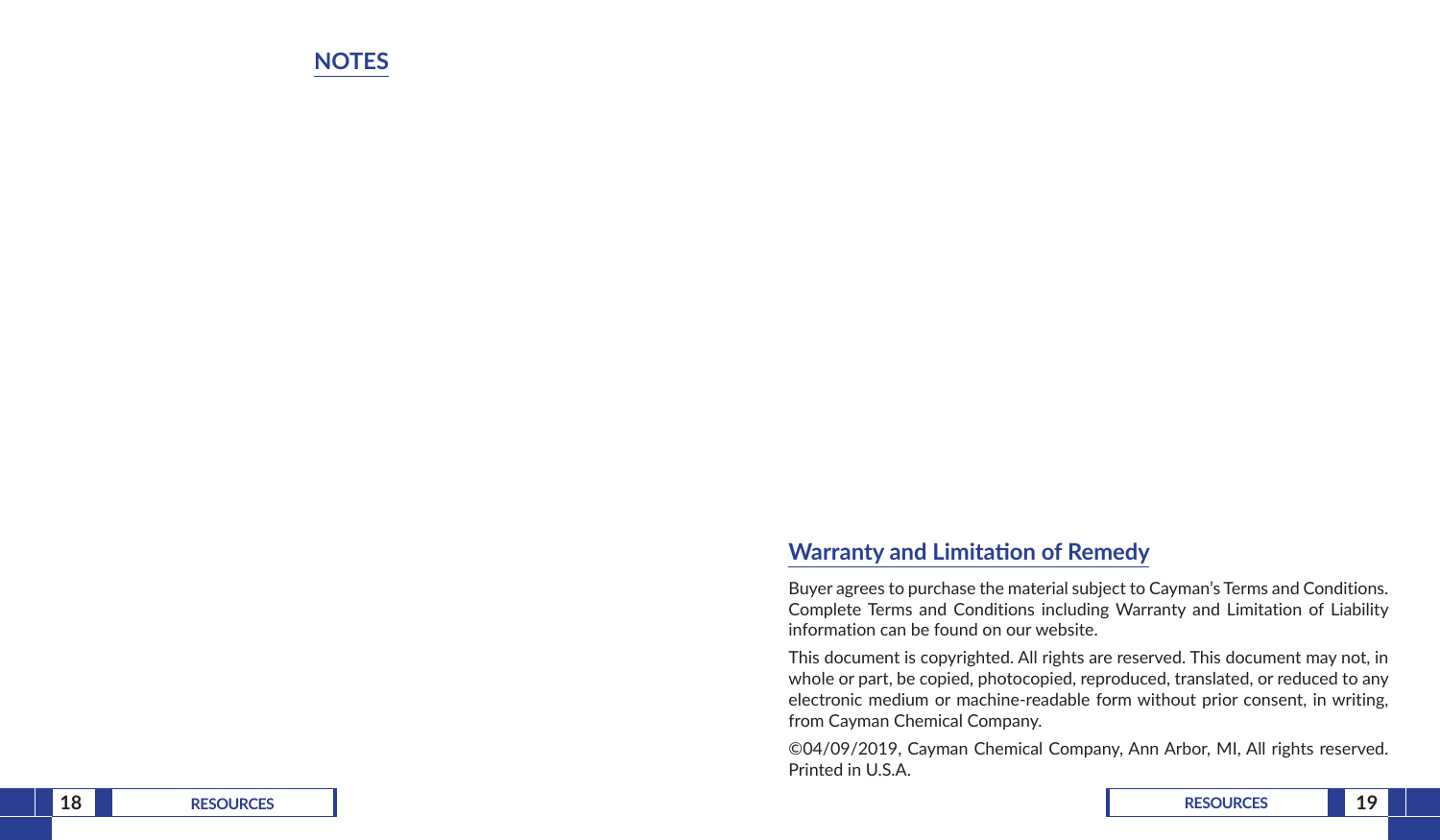## NOTES

## Warranty and Limitation of Remedy

Buyer agrees to purchase the material subject to Cayman's Terms and Conditions. Complete Terms and Conditions including Warranty and Limitation of Liability information can be found on our website.

This document is copyrighted. All rights are reserved. This document may not, in whole or part, be copied, photocopied, reproduced, translated, or reduced to any electronic medium or machine-readable form without prior consent, in writing, from Cayman Chemical Company.

©04/09/2019, Cayman Chemical Company, Ann Arbor, MI, All rights reserved. Printed in U.S.A.